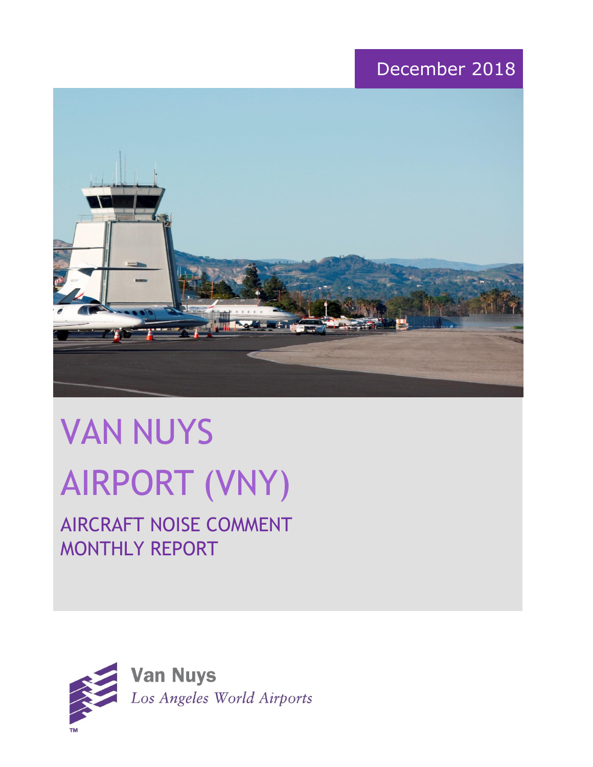December 2018

# VAN NUYS AIRPORT (VNY)

## AIRCRAFT NOISE COMMENT MONTHLY REPORT

**Van Nuys**
*Los Angeles World Airports*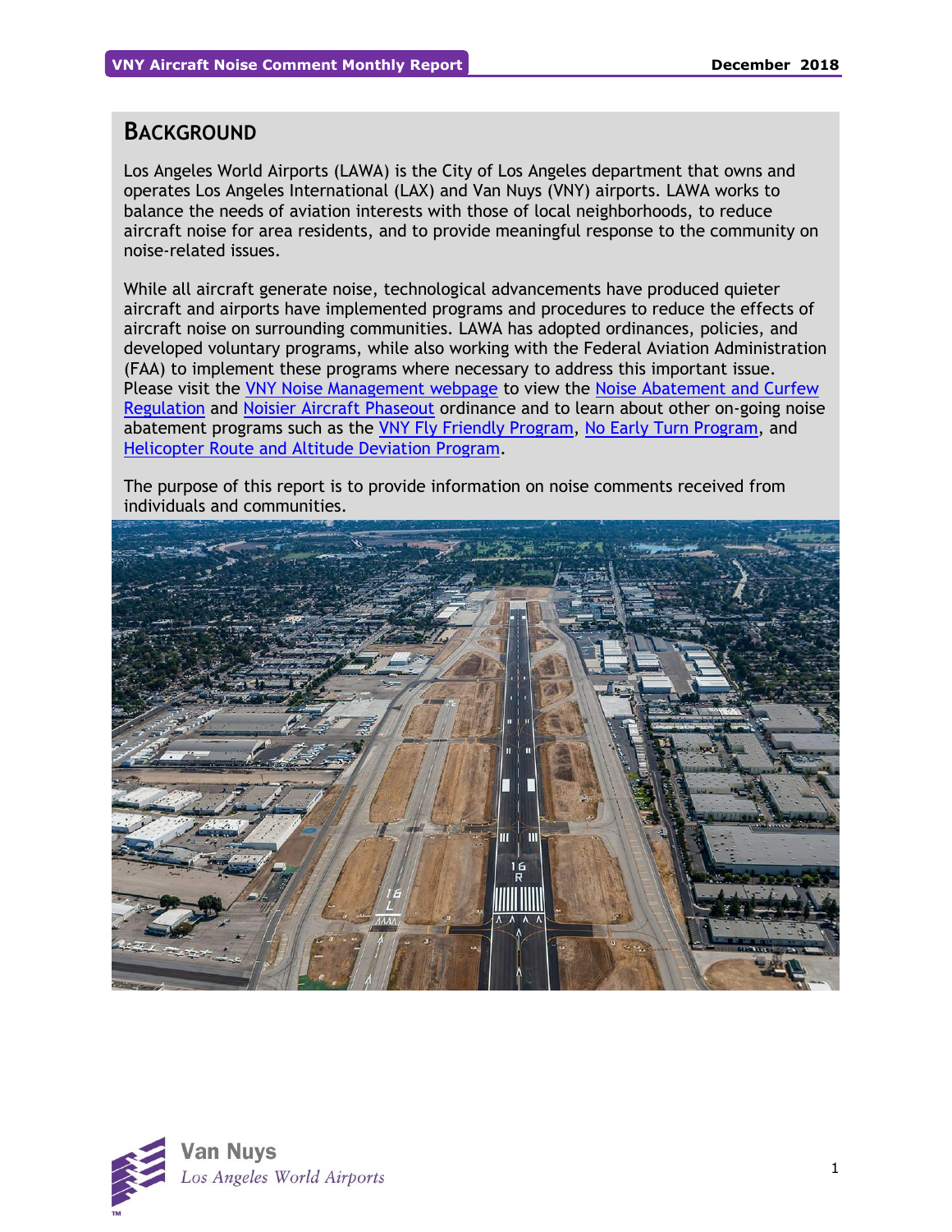## BACKGROUND

Los Angeles World Airports (LAWA) is the City of Los Angeles department that owns and operates Los Angeles International (LAX) and Van Nuys (VNY) airports. LAWA works to balance the needs of aviation interests with those of local neighborhoods, to reduce aircraft noise for area residents, and to provide meaningful response to the community on noise-related issues.

While all aircraft generate noise, technological advancements have produced quieter aircraft and airports have implemented programs and procedures to reduce the effects of aircraft noise on surrounding communities. LAWA has adopted ordinances, policies, and developed voluntary programs, while also working with the Federal Aviation Administration (FAA) to implement these programs where necessary to address this important issue. Please visit the VNY Noise Management webpage to view the Noise Abatement and Curfew Regulation and Noisier Aircraft Phaseout ordinance and to learn about other on-going noise abatement programs such as the VNY Fly Friendly Program, No Early Turn Program, and Helicopter Route and Altitude Deviation Program.

The purpose of this report is to provide information on noise comments received from individuals and communities.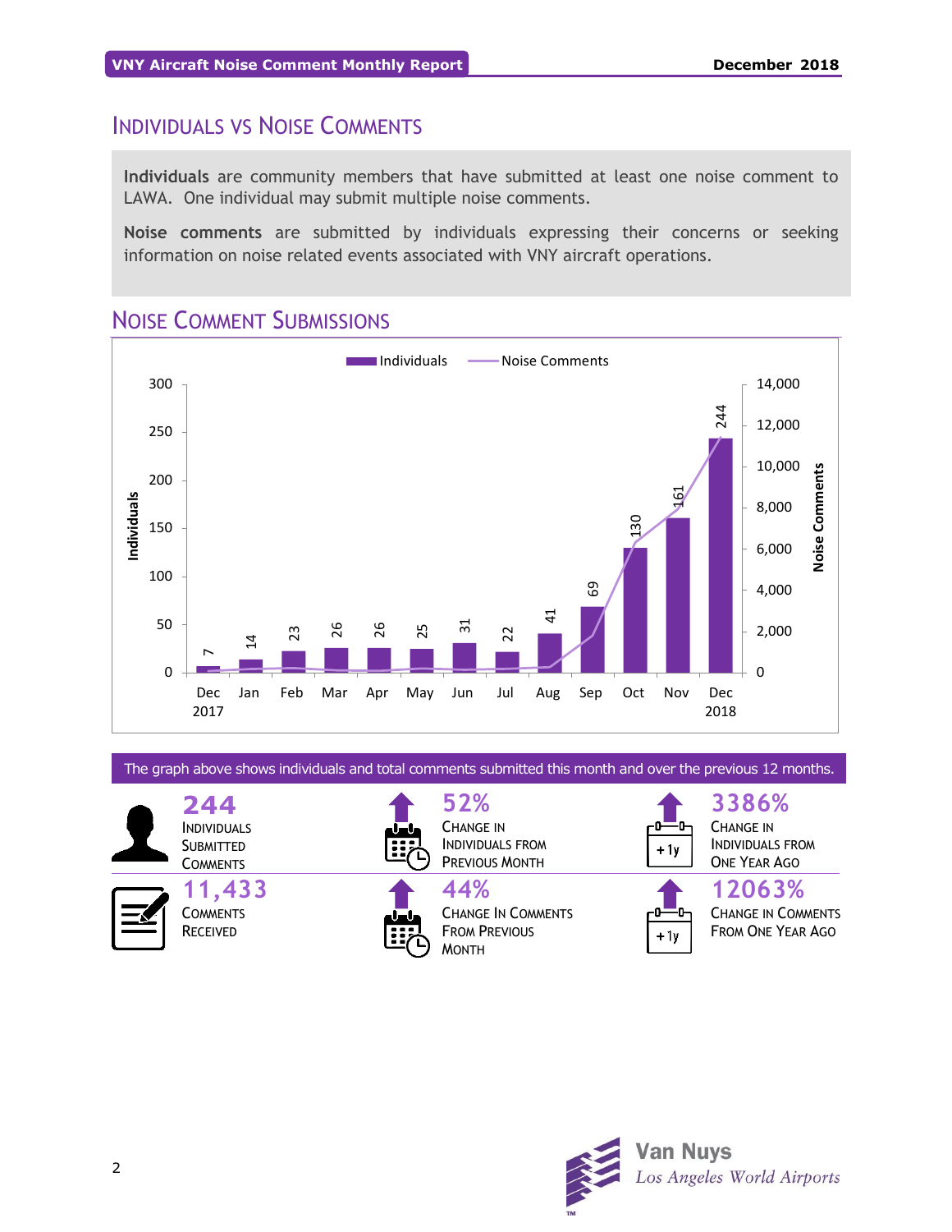## Individuals vs Noise Comments

**Individuals** are community members that have submitted at least one noise comment to LAWA. One individual may submit multiple noise comments.

**Noise comments** are submitted by individuals expressing their concerns or seeking information on noise related events associated with VNY aircraft operations.

## Noise Comment Submissions

| Month | Individuals |
|---|---|
| Dec 2017 | 7 |
| Jan | 14 |
| Feb | 23 |
| Mar | 26 |
| Apr | 26 |
| May | 25 |
| Jun | 31 |
| Jul | 22 |
| Aug | 41 |
| Sep | 69 |
| Oct | 130 |
| Nov | 161 |
| Dec 2018 | 244 |

The graph above shows individuals and total comments submitted this month and over the previous 12 months.

| | | |
|---|---|---|
| **244** Individuals Submitted Comments | **52%** Change in Individuals from Previous Month | **3386%** Change in Individuals from One Year Ago |
| **11,433** Comments Received | **44%** Change in Comments from Previous Month | **12063%** Change in Comments from One Year Ago |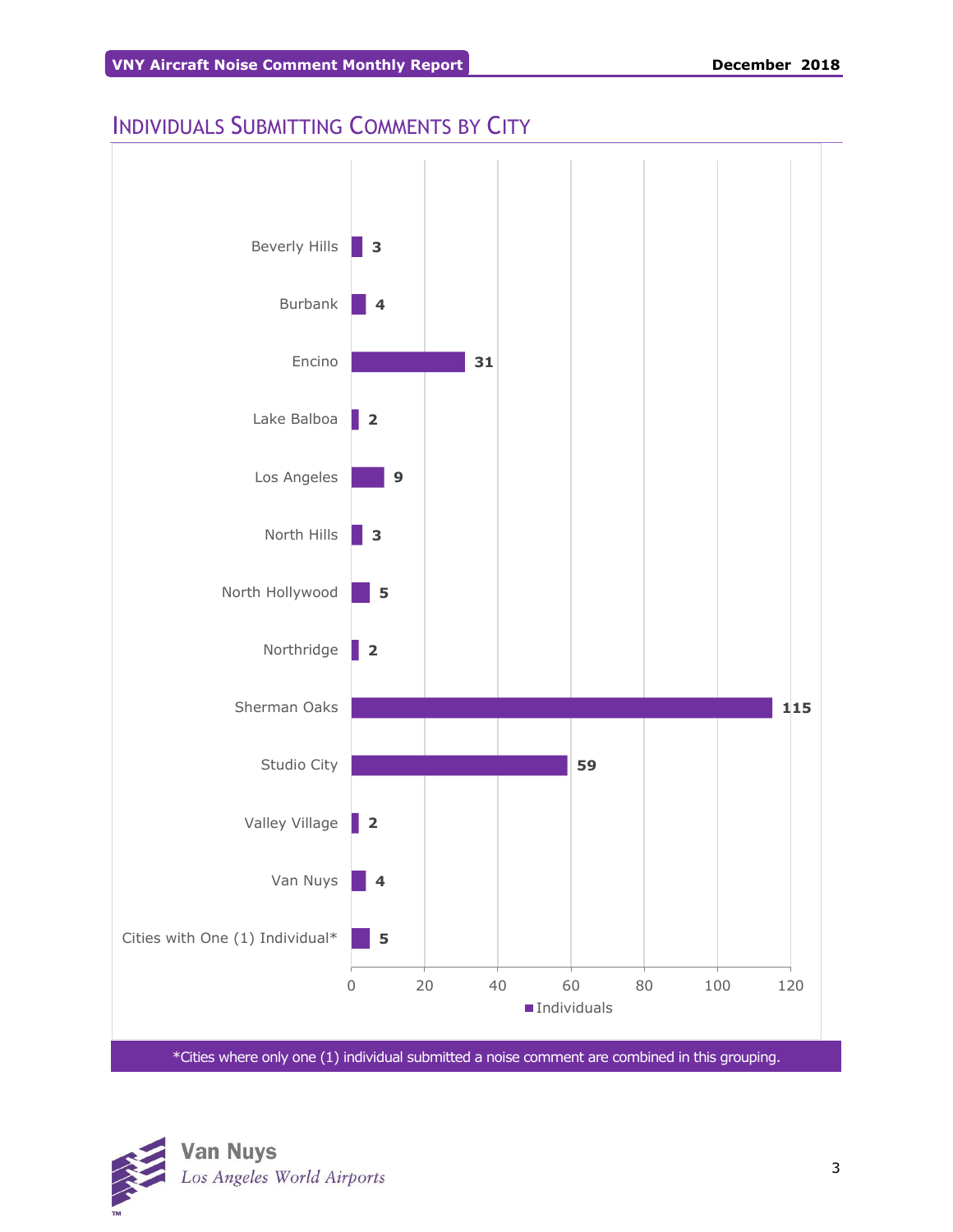## Individuals Submitting Comments by City

| City | Individuals |
|---|---|
| Beverly Hills | 3 |
| Burbank | 4 |
| Encino | 31 |
| Lake Balboa | 2 |
| Los Angeles | 9 |
| North Hills | 3 |
| North Hollywood | 5 |
| Northridge | 2 |
| Sherman Oaks | 115 |
| Studio City | 59 |
| Valley Village | 2 |
| Van Nuys | 4 |
| Cities with One (1) Individual* | 5 |

*Cities where only one (1) individual submitted a noise comment are combined in this grouping.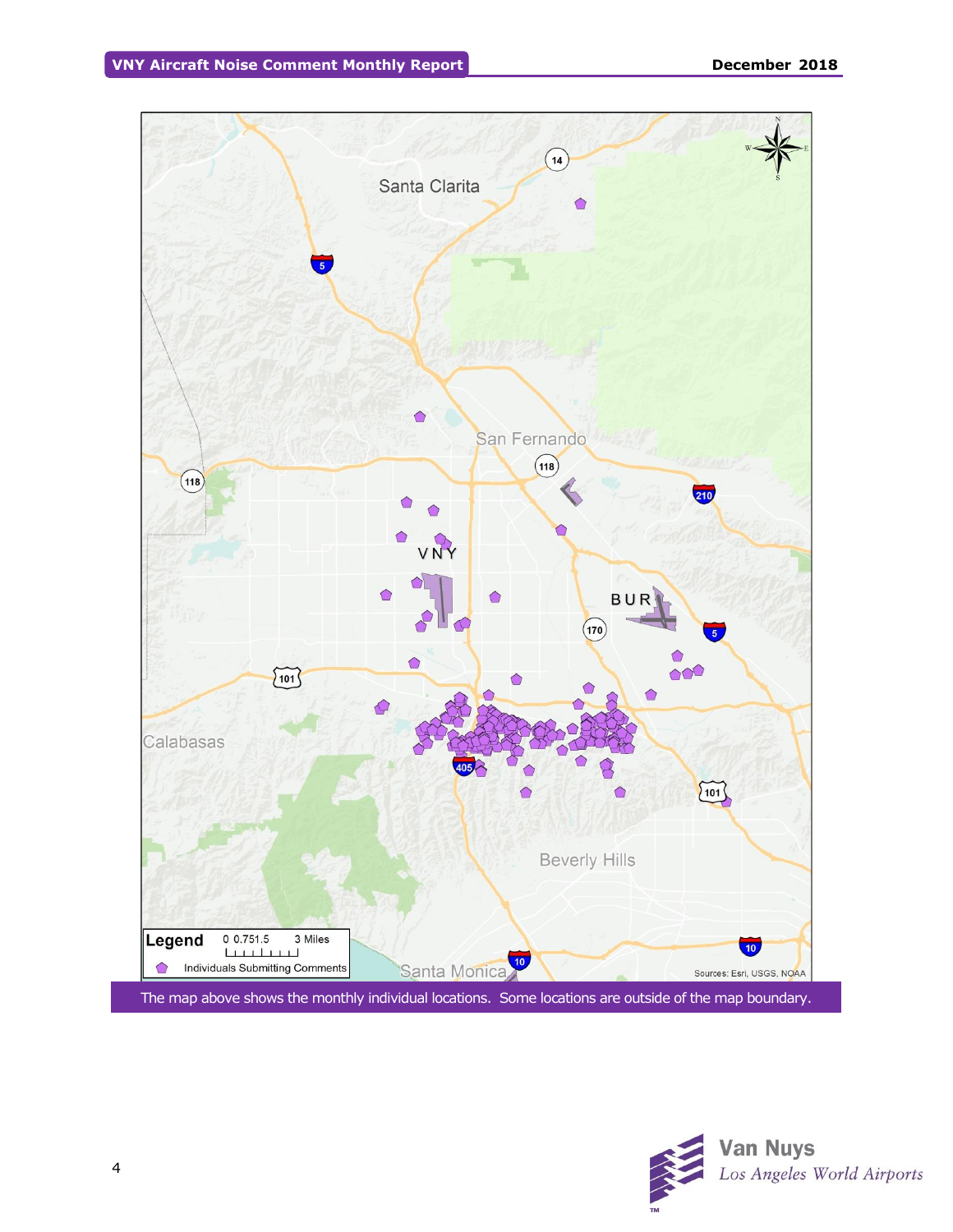The map above shows the monthly individual locations. Some locations are outside of the map boundary.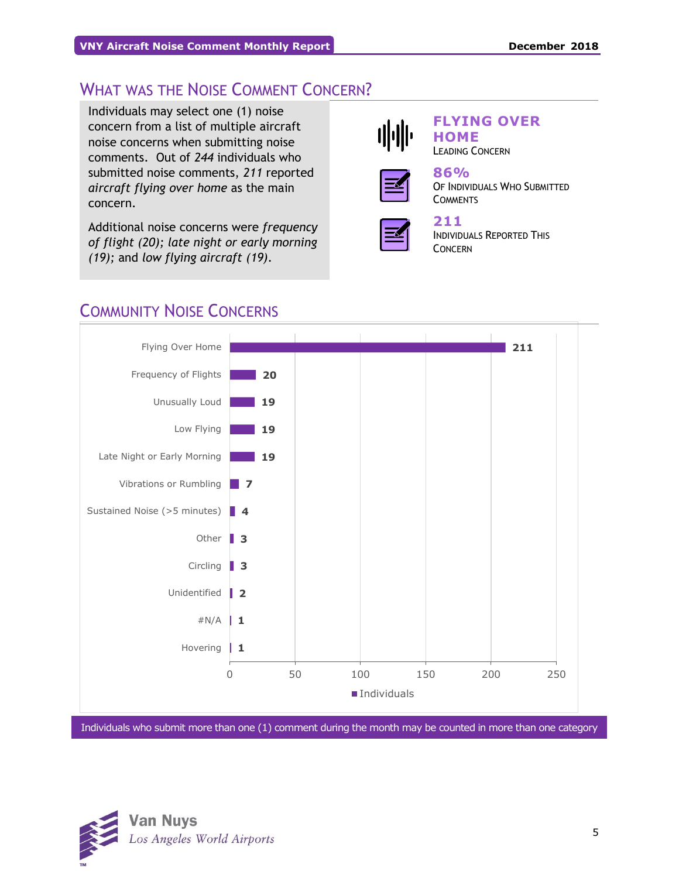## What was the Noise Comment Concern?

Individuals may select one (1) noise concern from a list of multiple aircraft noise concerns when submitting noise comments. Out of *244* individuals who submitted noise comments, *211* reported *aircraft flying over home* as the main concern.

Additional noise concerns were *frequency of flight (20)*; *late night or early morning (19)*; and *low flying aircraft (19)*.

**FLYING OVER HOME**
Leading Concern

**86%**
Of Individuals Who Submitted Comments

**211**
Individuals Reported This Concern

## Community Noise Concerns

| Concern | Individuals |
|---|---|
| Flying Over Home | 211 |
| Frequency of Flights | 20 |
| Unusually Loud | 19 |
| Low Flying | 19 |
| Late Night or Early Morning | 19 |
| Vibrations or Rumbling | 7 |
| Sustained Noise (>5 minutes) | 4 |
| Other | 3 |
| Circling | 3 |
| Unidentified | 2 |
| #N/A | 1 |
| Hovering | 1 |

Individuals who submit more than one (1) comment during the month may be counted in more than one category

Van Nuys
*Los Angeles World Airports*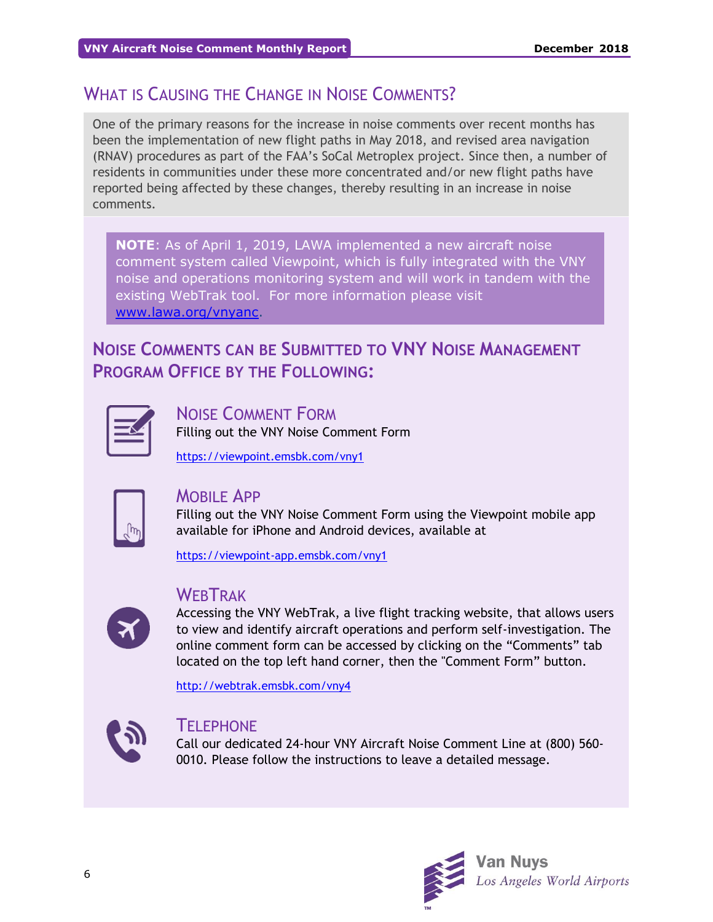## What is Causing the Change in Noise Comments?

One of the primary reasons for the increase in noise comments over recent months has been the implementation of new flight paths in May 2018, and revised area navigation (RNAV) procedures as part of the FAA's SoCal Metroplex project. Since then, a number of residents in communities under these more concentrated and/or new flight paths have reported being affected by these changes, thereby resulting in an increase in noise comments.

**NOTE**: As of April 1, 2019, LAWA implemented a new aircraft noise comment system called Viewpoint, which is fully integrated with the VNY noise and operations monitoring system and will work in tandem with the existing WebTrak tool. For more information please visit www.lawa.org/vnyanc.

## Noise Comments can be Submitted to VNY Noise Management Program Office by the Following:

### Noise Comment Form

Filling out the VNY Noise Comment Form

https://viewpoint.emsbk.com/vny1

### Mobile App

Filling out the VNY Noise Comment Form using the Viewpoint mobile app available for iPhone and Android devices, available at

https://viewpoint-app.emsbk.com/vny1

### WebTrak

Accessing the VNY WebTrak, a live flight tracking website, that allows users to view and identify aircraft operations and perform self-investigation. The online comment form can be accessed by clicking on the "Comments" tab located on the top left hand corner, then the "Comment Form" button.

http://webtrak.emsbk.com/vny4

### Telephone

Call our dedicated 24-hour VNY Aircraft Noise Comment Line at (800) 560-0010. Please follow the instructions to leave a detailed message.

Van Nuys
*Los Angeles World Airports*